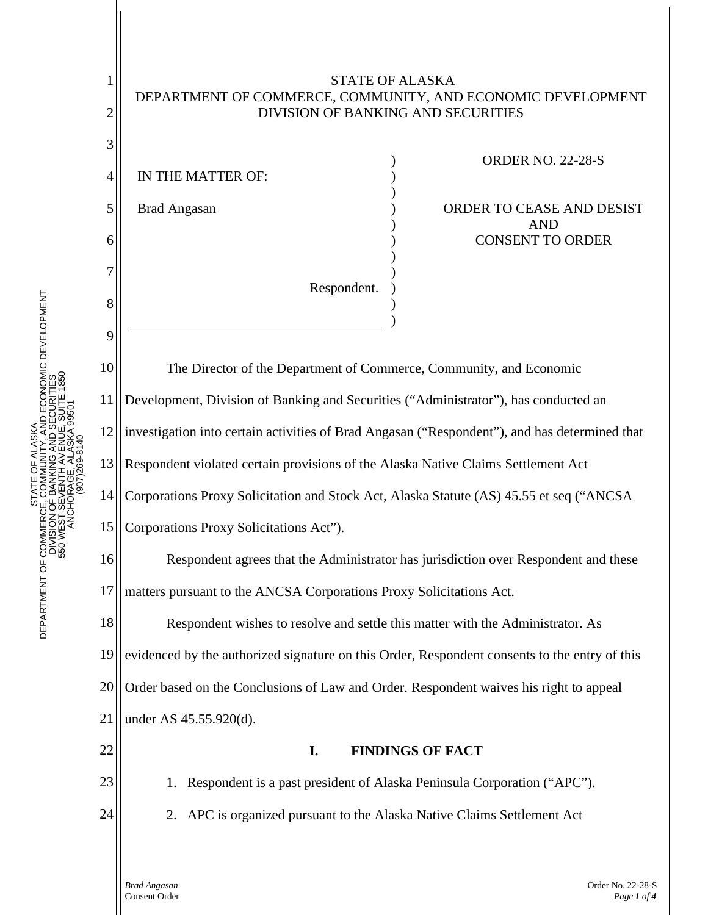STATE OF ALASKA
DEPARTMENT OF COMMERCE, COMMUNITY, AND ECONOMIC DEVELOPMENT
DIVISION OF BANKING AND SECURITIES

IN THE MATTER OF:

Brad Angasan

Respondent.

ORDER NO. 22-28-S

ORDER TO CEASE AND DESIST AND CONSENT TO ORDER

The Director of the Department of Commerce, Community, and Economic Development, Division of Banking and Securities ("Administrator"), has conducted an investigation into certain activities of Brad Angasan ("Respondent"), and has determined that Respondent violated certain provisions of the Alaska Native Claims Settlement Act Corporations Proxy Solicitation and Stock Act, Alaska Statute (AS) 45.55 et seq ("ANCSA Corporations Proxy Solicitations Act").

Respondent agrees that the Administrator has jurisdiction over Respondent and these matters pursuant to the ANCSA Corporations Proxy Solicitations Act.

Respondent wishes to resolve and settle this matter with the Administrator. As evidenced by the authorized signature on this Order, Respondent consents to the entry of this Order based on the Conclusions of Law and Order. Respondent waives his right to appeal under AS 45.55.920(d).

## I. FINDINGS OF FACT

1. Respondent is a past president of Alaska Peninsula Corporation ("APC").
2. APC is organized pursuant to the Alaska Native Claims Settlement Act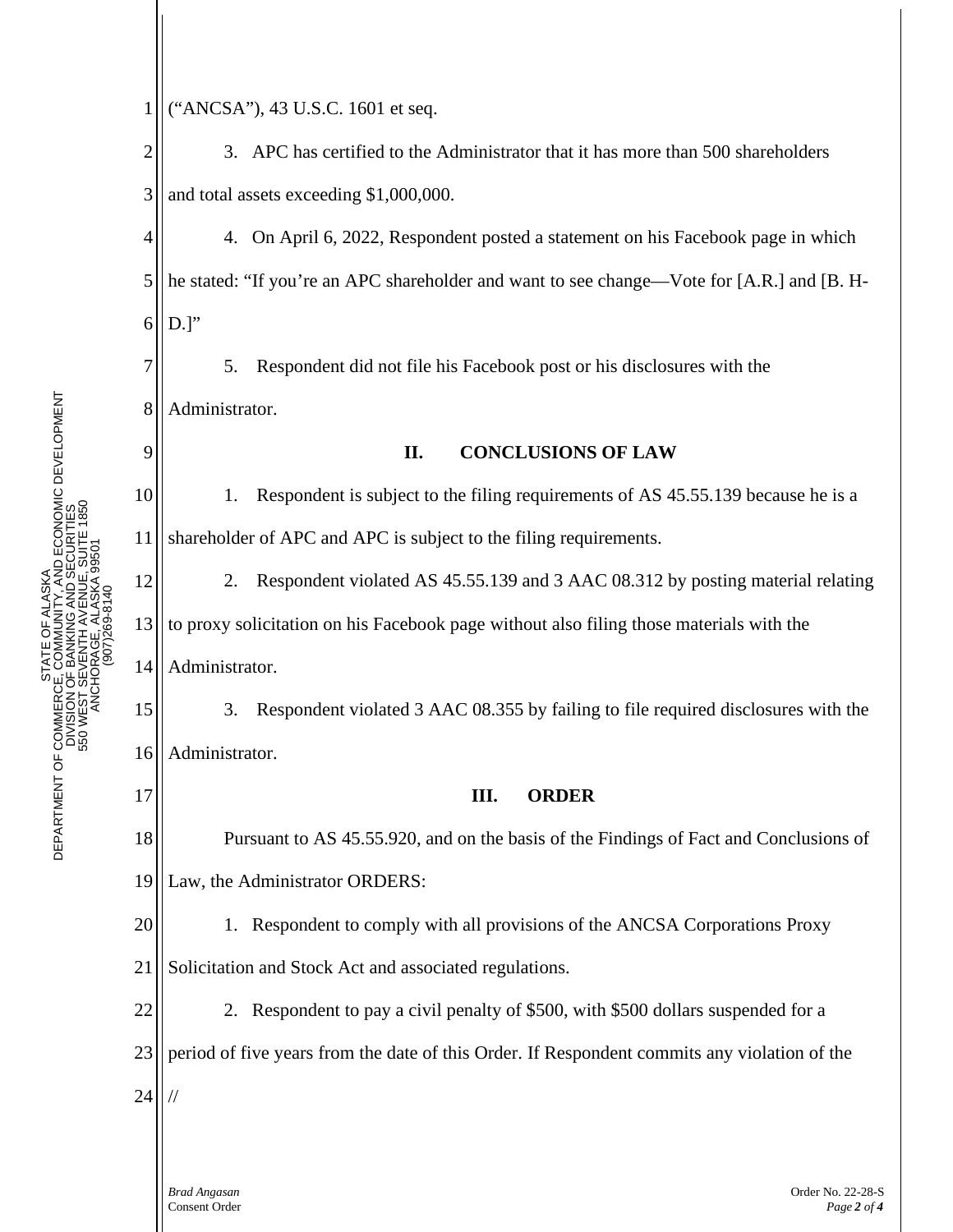("ANCSA"), 43 U.S.C. 1601 et seq.

3. APC has certified to the Administrator that it has more than 500 shareholders and total assets exceeding $1,000,000.

4. On April 6, 2022, Respondent posted a statement on his Facebook page in which he stated: "If you're an APC shareholder and want to see change—Vote for [A.R.] and [B. H-D.]"

5. Respondent did not file his Facebook post or his disclosures with the Administrator.

## II. CONCLUSIONS OF LAW

1. Respondent is subject to the filing requirements of AS 45.55.139 because he is a shareholder of APC and APC is subject to the filing requirements.

2. Respondent violated AS 45.55.139 and 3 AAC 08.312 by posting material relating to proxy solicitation on his Facebook page without also filing those materials with the Administrator.

3. Respondent violated 3 AAC 08.355 by failing to file required disclosures with the Administrator.

## III. ORDER

Pursuant to AS 45.55.920, and on the basis of the Findings of Fact and Conclusions of Law, the Administrator ORDERS:

1. Respondent to comply with all provisions of the ANCSA Corporations Proxy Solicitation and Stock Act and associated regulations.

2. Respondent to pay a civil penalty of $500, with $500 dollars suspended for a period of five years from the date of this Order. If Respondent commits any violation of the

//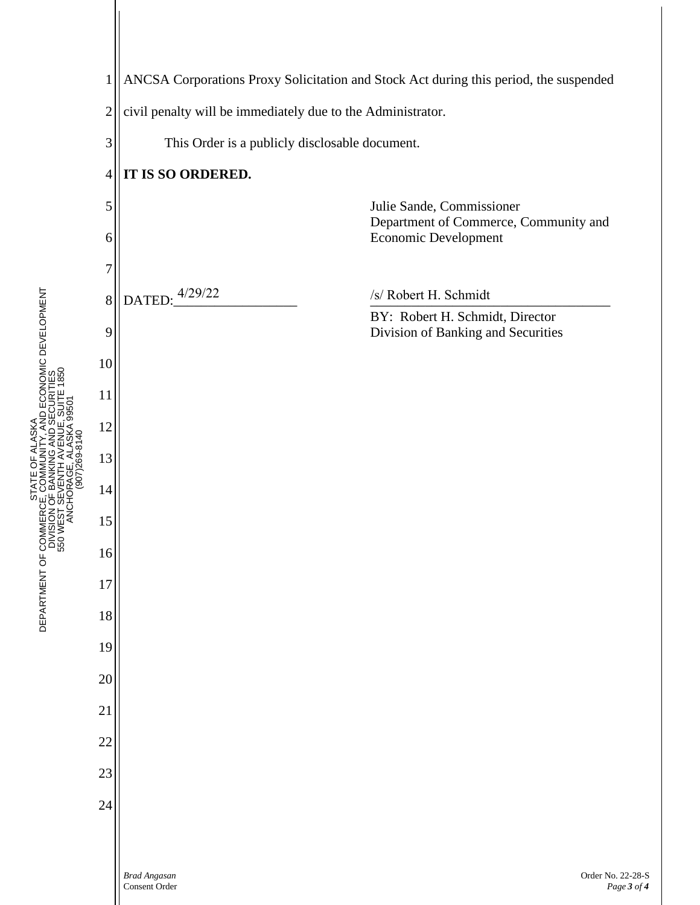ANCSA Corporations Proxy Solicitation and Stock Act during this period, the suspended civil penalty will be immediately due to the Administrator.

This Order is a publicly disclosable document.

**IT IS SO ORDERED.**

Julie Sande, Commissioner
Department of Commerce, Community and Economic Development

DATED: 4/29/22

/s/ Robert H. Schmidt

BY: Robert H. Schmidt, Director
Division of Banking and Securities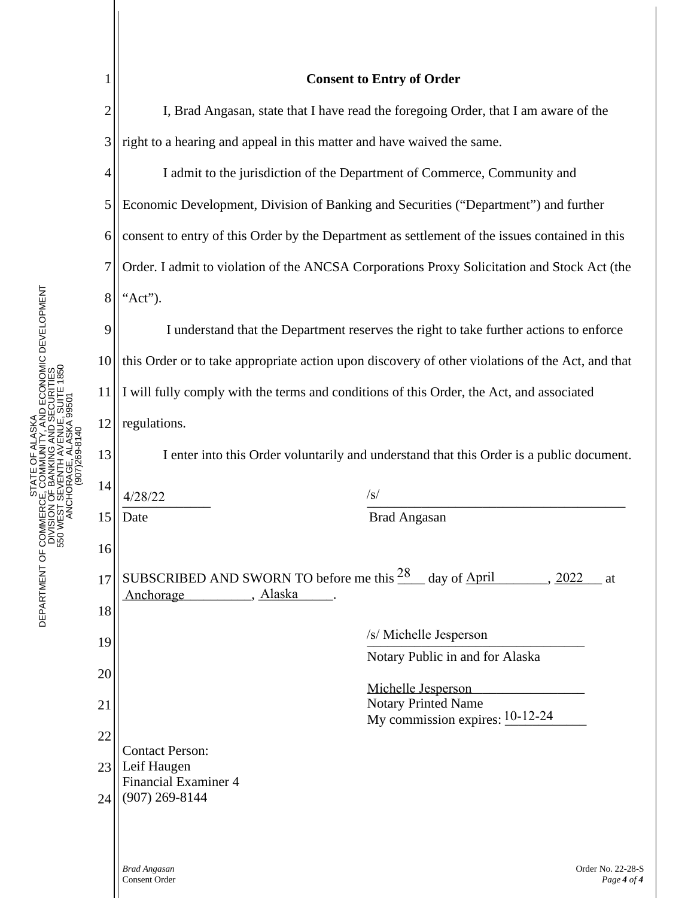## Consent to Entry of Order

I, Brad Angasan, state that I have read the foregoing Order, that I am aware of the right to a hearing and appeal in this matter and have waived the same.

I admit to the jurisdiction of the Department of Commerce, Community and Economic Development, Division of Banking and Securities ("Department") and further consent to entry of this Order by the Department as settlement of the issues contained in this Order. I admit to violation of the ANCSA Corporations Proxy Solicitation and Stock Act (the "Act").

I understand that the Department reserves the right to take further actions to enforce this Order or to take appropriate action upon discovery of other violations of the Act, and that I will fully comply with the terms and conditions of this Order, the Act, and associated regulations.

I enter into this Order voluntarily and understand that this Order is a public document.

4/28/22
Date

/s/
Brad Angasan

SUBSCRIBED AND SWORN TO before me this 28 day of April, 2022 at Anchorage, Alaska.

/s/ Michelle Jesperson
Notary Public in and for Alaska

Michelle Jesperson
Notary Printed Name
My commission expires: 10-12-24

Contact Person:
Leif Haugen
Financial Examiner 4
(907) 269-8144